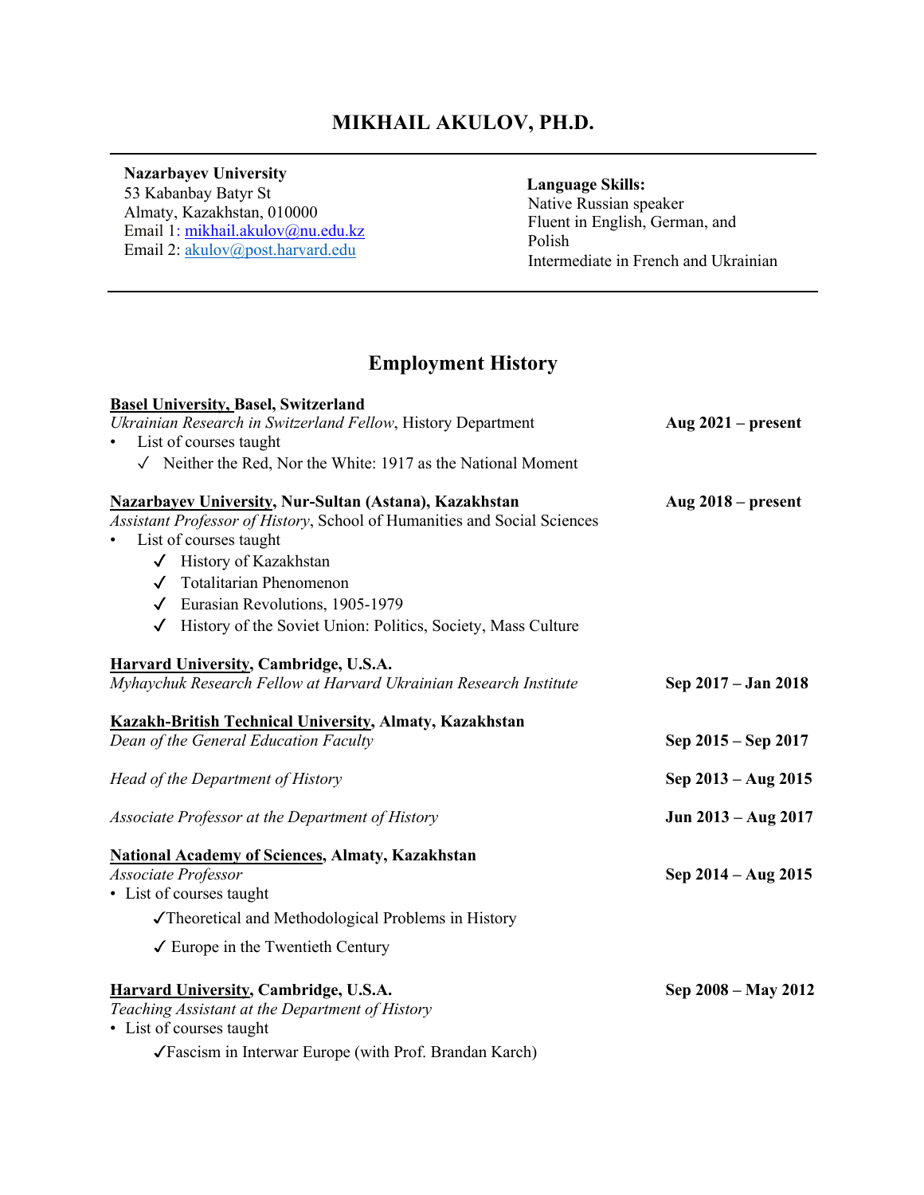# MIKHAIL AKULOV, PH.D.

**Nazarbayev University**
53 Kabanbay Batyr St
Almaty, Kazakhstan, 010000
Email 1: mikhail.akulov@nu.edu.kz
Email 2: akulov@post.harvard.edu

**Language Skills:**
Native Russian speaker
Fluent in English, German, and Polish
Intermediate in French and Ukrainian

## Employment History

**Basel University, Basel, Switzerland**
*Ukrainian Research in Switzerland Fellow*, History Department — **Aug 2021 – present**
- List of courses taught
  - ✓ Neither the Red, Nor the White: 1917 as the National Moment

**Nazarbayev University, Nur-Sultan (Astana), Kazakhstan** — **Aug 2018 – present**
*Assistant Professor of History*, School of Humanities and Social Sciences
- List of courses taught
  - ✓ History of Kazakhstan
  - ✓ Totalitarian Phenomenon
  - ✓ Eurasian Revolutions, 1905-1979
  - ✓ History of the Soviet Union: Politics, Society, Mass Culture

**Harvard University, Cambridge, U.S.A.**
*Myhaychuk Research Fellow at Harvard Ukrainian Research Institute* — **Sep 2017 – Jan 2018**

**Kazakh-British Technical University, Almaty, Kazakhstan**
*Dean of the General Education Faculty* — **Sep 2015 – Sep 2017**

*Head of the Department of History* — **Sep 2013 – Aug 2015**

*Associate Professor at the Department of History* — **Jun 2013 – Aug 2017**

**National Academy of Sciences, Almaty, Kazakhstan**
*Associate Professor* — **Sep 2014 – Aug 2015**
- List of courses taught
  - ✓ Theoretical and Methodological Problems in History
  - ✓ Europe in the Twentieth Century

**Harvard University, Cambridge, U.S.A.** — **Sep 2008 – May 2012**
*Teaching Assistant at the Department of History*
- List of courses taught
  - ✓ Fascism in Interwar Europe (with Prof. Brandan Karch)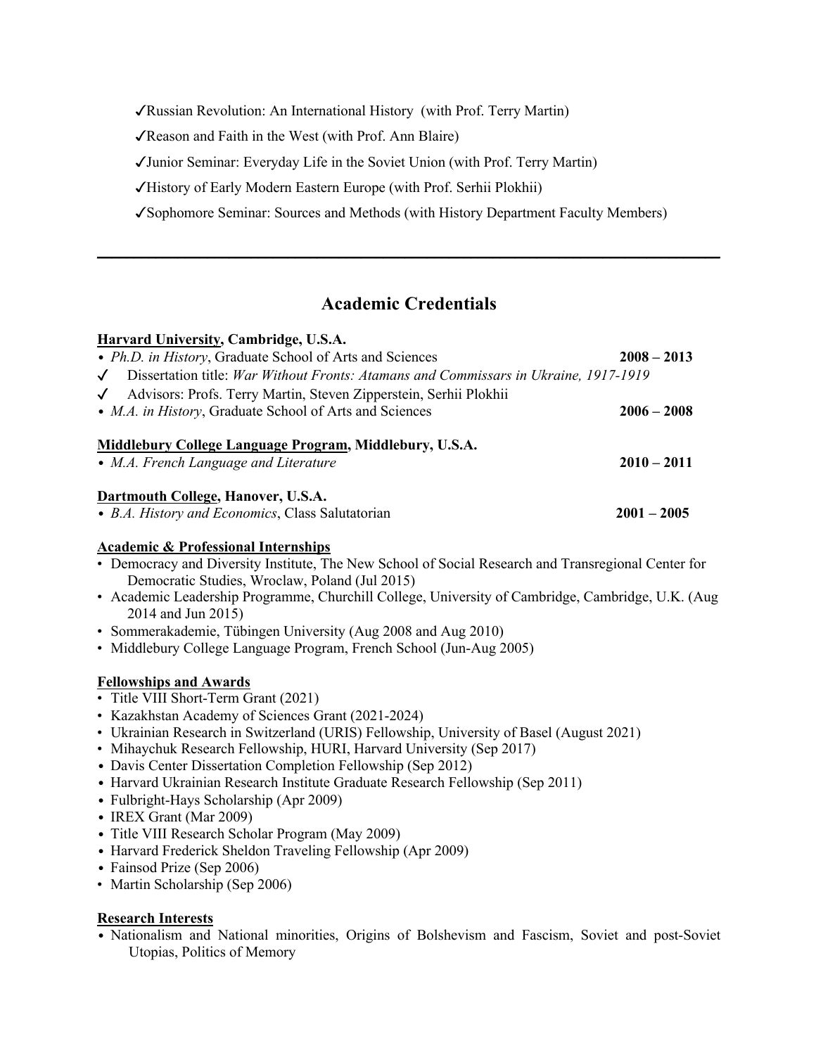✓Russian Revolution: An International History (with Prof. Terry Martin)

✓Reason and Faith in the West (with Prof. Ann Blaire)

✓Junior Seminar: Everyday Life in the Soviet Union (with Prof. Terry Martin)

✓History of Early Modern Eastern Europe (with Prof. Serhii Plokhii)

✓Sophomore Seminar: Sources and Methods (with History Department Faculty Members)

---

## Academic Credentials

**Harvard University, Cambridge, U.S.A.**

- *Ph.D. in History*, Graduate School of Arts and Sciences **2008 – 2013**
  - ✓ Dissertation title: *War Without Fronts: Atamans and Commissars in Ukraine, 1917-1919*
  - ✓ Advisors: Profs. Terry Martin, Steven Zipperstein, Serhii Plokhii
- *M.A. in History*, Graduate School of Arts and Sciences **2006 – 2008**

**Middlebury College Language Program, Middlebury, U.S.A.**

- *M.A. French Language and Literature* **2010 – 2011**

**Dartmouth College, Hanover, U.S.A.**

- *B.A. History and Economics*, Class Salutatorian **2001 – 2005**

**Academic & Professional Internships**

- Democracy and Diversity Institute, The New School of Social Research and Transregional Center for Democratic Studies, Wroclaw, Poland (Jul 2015)
- Academic Leadership Programme, Churchill College, University of Cambridge, Cambridge, U.K. (Aug 2014 and Jun 2015)
- Sommerakademie, Tübingen University (Aug 2008 and Aug 2010)
- Middlebury College Language Program, French School (Jun-Aug 2005)

**Fellowships and Awards**

- Title VIII Short-Term Grant (2021)
- Kazakhstan Academy of Sciences Grant (2021-2024)
- Ukrainian Research in Switzerland (URIS) Fellowship, University of Basel (August 2021)
- Mihaychuk Research Fellowship, HURI, Harvard University (Sep 2017)
- Davis Center Dissertation Completion Fellowship (Sep 2012)
- Harvard Ukrainian Research Institute Graduate Research Fellowship (Sep 2011)
- Fulbright-Hays Scholarship (Apr 2009)
- IREX Grant (Mar 2009)
- Title VIII Research Scholar Program (May 2009)
- Harvard Frederick Sheldon Traveling Fellowship (Apr 2009)
- Fainsod Prize (Sep 2006)
- Martin Scholarship (Sep 2006)

**Research Interests**

- Nationalism and National minorities, Origins of Bolshevism and Fascism, Soviet and post-Soviet Utopias, Politics of Memory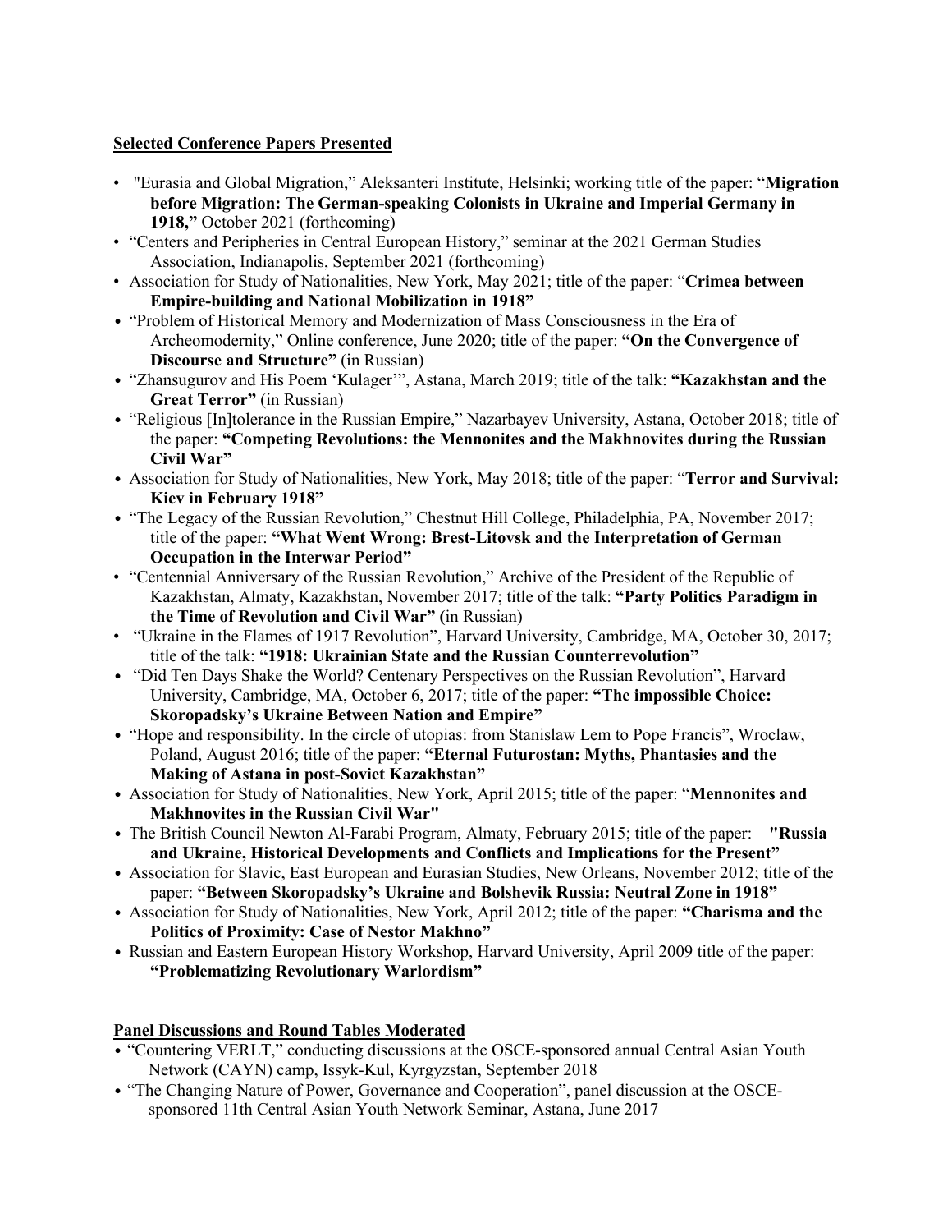**Selected Conference Papers Presented**

- "Eurasia and Global Migration," Aleksanteri Institute, Helsinki; working title of the paper: "**Migration before Migration: The German-speaking Colonists in Ukraine and Imperial Germany in 1918,**" October 2021 (forthcoming)
- "Centers and Peripheries in Central European History," seminar at the 2021 German Studies Association, Indianapolis, September 2021 (forthcoming)
- Association for Study of Nationalities, New York, May 2021; title of the paper: "**Crimea between Empire-building and National Mobilization in 1918"**
- "Problem of Historical Memory and Modernization of Mass Consciousness in the Era of Archeomodernity," Online conference, June 2020; title of the paper: **"On the Convergence of Discourse and Structure"** (in Russian)
- "Zhansugurov and His Poem 'Kulager'", Astana, March 2019; title of the talk: **"Kazakhstan and the Great Terror"** (in Russian)
- "Religious [In]tolerance in the Russian Empire," Nazarbayev University, Astana, October 2018; title of the paper: **"Competing Revolutions: the Mennonites and the Makhnovites during the Russian Civil War"**
- Association for Study of Nationalities, New York, May 2018; title of the paper: "**Terror and Survival: Kiev in February 1918"**
- "The Legacy of the Russian Revolution," Chestnut Hill College, Philadelphia, PA, November 2017; title of the paper: **"What Went Wrong: Brest-Litovsk and the Interpretation of German Occupation in the Interwar Period"**
- "Centennial Anniversary of the Russian Revolution," Archive of the President of the Republic of Kazakhstan, Almaty, Kazakhstan, November 2017; title of the talk: **"Party Politics Paradigm in the Time of Revolution and Civil War" (**in Russian)
- "Ukraine in the Flames of 1917 Revolution", Harvard University, Cambridge, MA, October 30, 2017; title of the talk: **"1918: Ukrainian State and the Russian Counterrevolution"**
- "Did Ten Days Shake the World? Centenary Perspectives on the Russian Revolution", Harvard University, Cambridge, MA, October 6, 2017; title of the paper: **"The impossible Choice: Skoropadsky's Ukraine Between Nation and Empire"**
- "Hope and responsibility. In the circle of utopias: from Stanislaw Lem to Pope Francis", Wroclaw, Poland, August 2016; title of the paper: **"Eternal Futurostan: Myths, Phantasies and the Making of Astana in post-Soviet Kazakhstan"**
- Association for Study of Nationalities, New York, April 2015; title of the paper: "**Mennonites and Makhnovites in the Russian Civil War"**
- The British Council Newton Al-Farabi Program, Almaty, February 2015; title of the paper: **"Russia and Ukraine, Historical Developments and Conflicts and Implications for the Present"**
- Association for Slavic, East European and Eurasian Studies, New Orleans, November 2012; title of the paper: **"Between Skoropadsky's Ukraine and Bolshevik Russia: Neutral Zone in 1918"**
- Association for Study of Nationalities, New York, April 2012; title of the paper: **"Charisma and the Politics of Proximity: Case of Nestor Makhno"**
- Russian and Eastern European History Workshop, Harvard University, April 2009 title of the paper: **"Problematizing Revolutionary Warlordism"**

**Panel Discussions and Round Tables Moderated**

- "Countering VERLT," conducting discussions at the OSCE-sponsored annual Central Asian Youth Network (CAYN) camp, Issyk-Kul, Kyrgyzstan, September 2018
- "The Changing Nature of Power, Governance and Cooperation", panel discussion at the OSCE-sponsored 11th Central Asian Youth Network Seminar, Astana, June 2017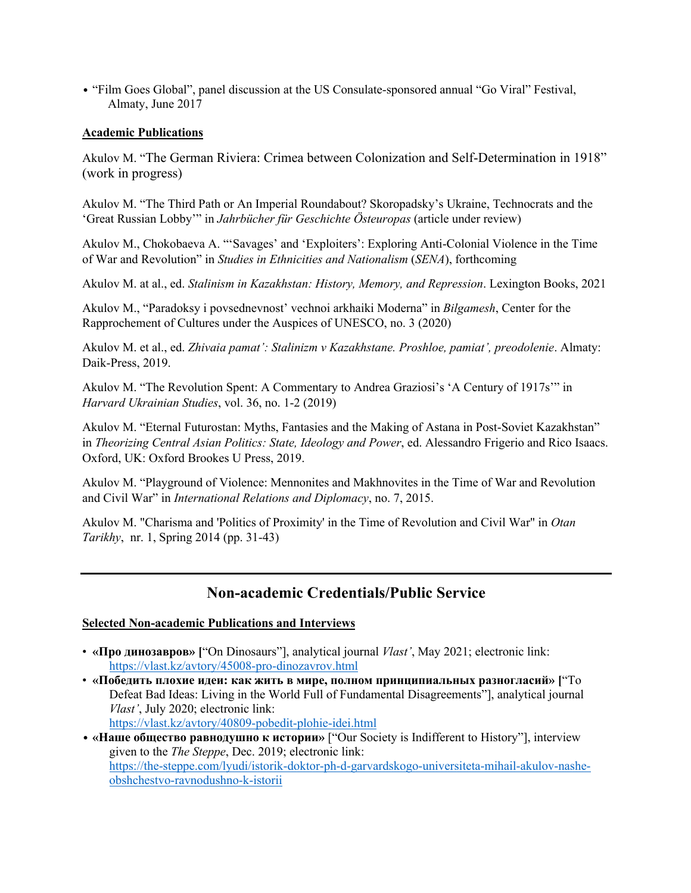- "Film Goes Global", panel discussion at the US Consulate-sponsored annual "Go Viral" Festival, Almaty, June 2017

**Academic Publications**

Akulov M. "The German Riviera: Crimea between Colonization and Self-Determination in 1918" (work in progress)

Akulov M. "The Third Path or An Imperial Roundabout? Skoropadsky's Ukraine, Technocrats and the 'Great Russian Lobby'" in *Jahrbücher für Geschichte Östeuropas* (article under review)

Akulov M., Chokobaeva A. "'Savages' and 'Exploiters': Exploring Anti-Colonial Violence in the Time of War and Revolution" in *Studies in Ethnicities and Nationalism* (*SENA*), forthcoming

Akulov M. at al., ed. *Stalinism in Kazakhstan: History, Memory, and Repression*. Lexington Books, 2021

Akulov M., "Paradoksy i povsednevnost' vechnoi arkhaiki Moderna" in *Bilgamesh*, Center for the Rapprochement of Cultures under the Auspices of UNESCO, no. 3 (2020)

Akulov M. et al., ed. *Zhivaia pamat': Stalinizm v Kazakhstane. Proshloe, pamiat', preodolenie*. Almaty: Daik-Press, 2019.

Akulov M. "The Revolution Spent: A Commentary to Andrea Graziosi's 'A Century of 1917s'" in *Harvard Ukrainian Studies*, vol. 36, no. 1-2 (2019)

Akulov M. "Eternal Futurostan: Myths, Fantasies and the Making of Astana in Post-Soviet Kazakhstan" in *Theorizing Central Asian Politics: State, Ideology and Power*, ed. Alessandro Frigerio and Rico Isaacs. Oxford, UK: Oxford Brookes U Press, 2019.

Akulov M. "Playground of Violence: Mennonites and Makhnovites in the Time of War and Revolution and Civil War" in *International Relations and Diplomacy*, no. 7, 2015.

Akulov M. "Charisma and 'Politics of Proximity' in the Time of Revolution and Civil War" in *Otan Tarikhy*, nr. 1, Spring 2014 (pp. 31-43)

---

## Non-academic Credentials/Public Service

**Selected Non-academic Publications and Interviews**

- **«Про динозавров»** ["On Dinosaurs"], analytical journal *Vlast'*, May 2021; electronic link: https://vlast.kz/avtory/45008-pro-dinozavrov.html
- **«Победить плохие идеи: как жить в мире, полном принципиальных разногласий»** ["To Defeat Bad Ideas: Living in the World Full of Fundamental Disagreements"], analytical journal *Vlast'*, July 2020; electronic link: https://vlast.kz/avtory/40809-pobedit-plohie-idei.html
- **«Наше общество равнодушно к истории»** ["Our Society is Indifferent to History"], interview given to the *The Steppe*, Dec. 2019; electronic link: https://the-steppe.com/lyudi/istorik-doktor-ph-d-garvardskogo-universiteta-mihail-akulov-nashe-obshchestvo-ravnodushno-k-istorii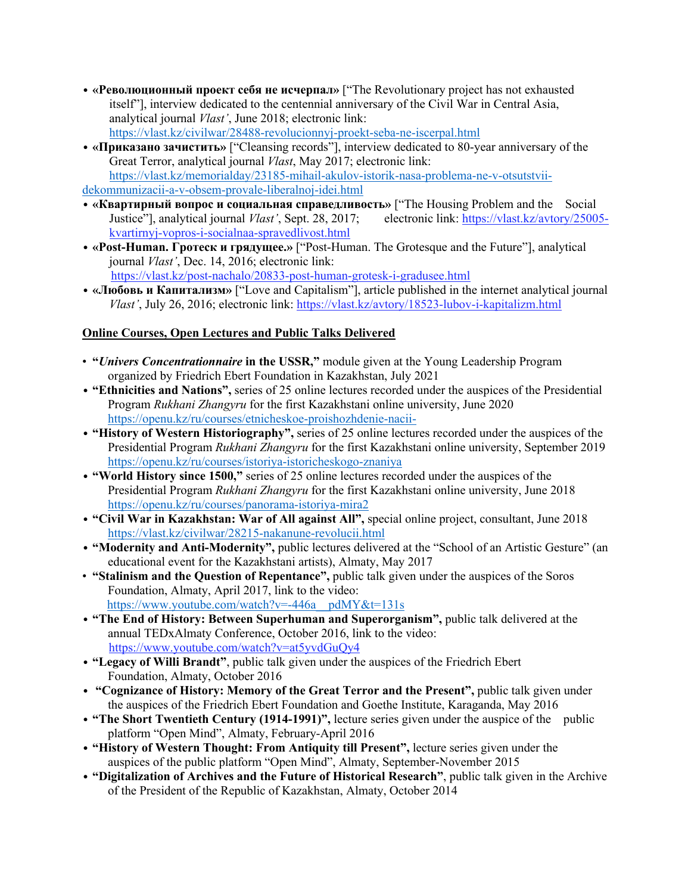- **«Революционный проект себя не исчерпал»** ["The Revolutionary project has not exhausted itself"], interview dedicated to the centennial anniversary of the Civil War in Central Asia, analytical journal *Vlast'*, June 2018; electronic link: https://vlast.kz/civilwar/28488-revolucionnyj-proekt-seba-ne-iscerpal.html
- **«Приказано зачистить»** ["Cleansing records"], interview dedicated to 80-year anniversary of the Great Terror, analytical journal *Vlast*, May 2017; electronic link: https://vlast.kz/memorialday/23185-mihail-akulov-istorik-nasa-problema-ne-v-otsutstvii-dekommunizacii-a-v-obsem-provale-liberalnoj-idei.html
- **«Квартирный вопрос и социальная справедливость»** ["The Housing Problem and the Social Justice"], analytical journal *Vlast'*, Sept. 28, 2017; electronic link: https://vlast.kz/avtory/25005-kvartirnyj-vopros-i-socialnaa-spravedlivost.html
- **«Post-Human. Гротеск и грядущее.»** ["Post-Human. The Grotesque and the Future"], analytical journal *Vlast'*, Dec. 14, 2016; electronic link: https://vlast.kz/post-nachalo/20833-post-human-grotesk-i-gradusee.html
- **«Любовь и Капитализм»** ["Love and Capitalism"], article published in the internet analytical journal *Vlast'*, July 26, 2016; electronic link: https://vlast.kz/avtory/18523-lubov-i-kapitalizm.html

**Online Courses, Open Lectures and Public Talks Delivered**

- **"*Univers Concentrationnaire* in the USSR,"** module given at the Young Leadership Program organized by Friedrich Ebert Foundation in Kazakhstan, July 2021
- **"Ethnicities and Nations",** series of 25 online lectures recorded under the auspices of the Presidential Program *Rukhani Zhangyru* for the first Kazakhstani online university, June 2020 https://openu.kz/ru/courses/etnicheskoe-proishozhdenie-nacii-
- **"History of Western Historiography",** series of 25 online lectures recorded under the auspices of the Presidential Program *Rukhani Zhangyru* for the first Kazakhstani online university, September 2019 https://openu.kz/ru/courses/istoriya-istoricheskogo-znaniya
- **"World History since 1500,"** series of 25 online lectures recorded under the auspices of the Presidential Program *Rukhani Zhangyru* for the first Kazakhstani online university, June 2018 https://openu.kz/ru/courses/panorama-istoriya-mira2
- **"Civil War in Kazakhstan: War of All against All",** special online project, consultant, June 2018 https://vlast.kz/civilwar/28215-nakanune-revolucii.html
- **"Modernity and Anti-Modernity",** public lectures delivered at the "School of an Artistic Gesture" (an educational event for the Kazakhstani artists), Almaty, May 2017
- **"Stalinism and the Question of Repentance",** public talk given under the auspices of the Soros Foundation, Almaty, April 2017, link to the video: https://www.youtube.com/watch?v=-446a__pdMY&t=131s
- **"The End of History: Between Superhuman and Superorganism",** public talk delivered at the annual TEDxAlmaty Conference, October 2016, link to the video: https://www.youtube.com/watch?v=at5yvdGuQy4
- **"Legacy of Willi Brandt"**, public talk given under the auspices of the Friedrich Ebert Foundation, Almaty, October 2016
- **"Cognizance of History: Memory of the Great Terror and the Present",** public talk given under the auspices of the Friedrich Ebert Foundation and Goethe Institute, Karaganda, May 2016
- **"The Short Twentieth Century (1914-1991)",** lecture series given under the auspice of the public platform "Open Mind", Almaty, February-April 2016
- **"History of Western Thought: From Antiquity till Present",** lecture series given under the auspices of the public platform "Open Mind", Almaty, September-November 2015
- **"Digitalization of Archives and the Future of Historical Research"**, public talk given in the Archive of the President of the Republic of Kazakhstan, Almaty, October 2014